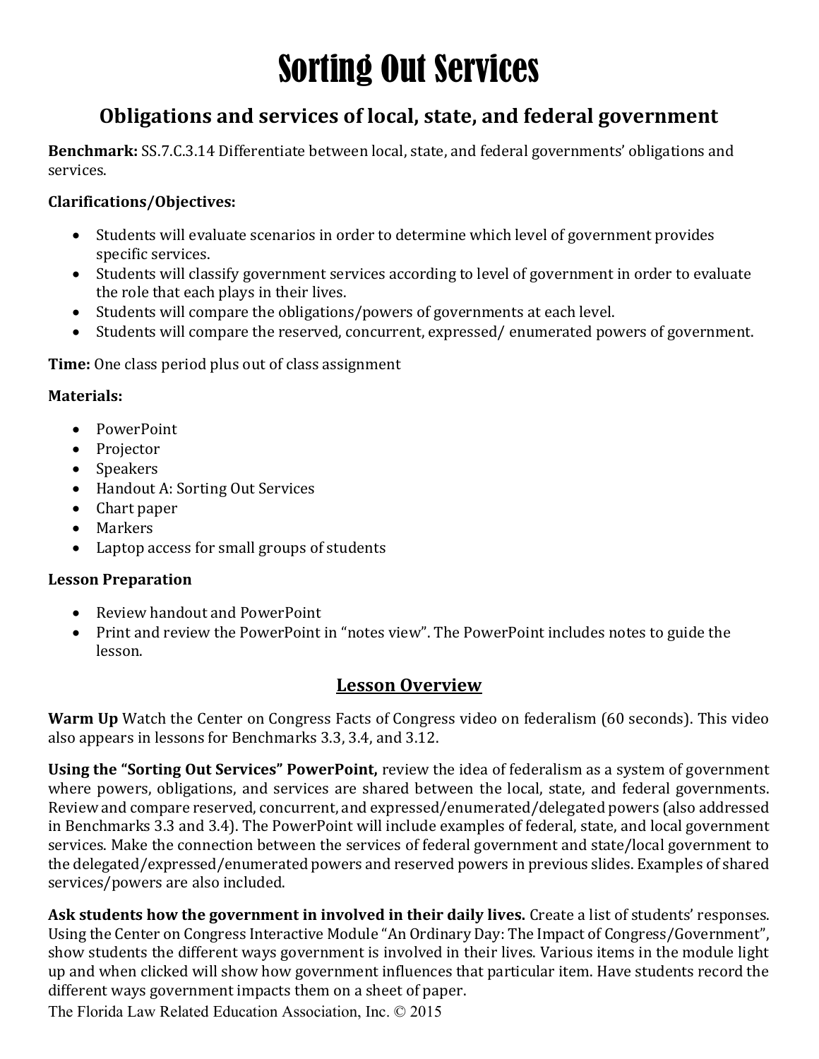# Sorting Out Services

## Obligations and services of local, state, and federal government

**Benchmark:** SS.7.C.3.14 Differentiate between local, state, and federal governments' obligations and services.

**Clarifications/Objectives:**

- Students will evaluate scenarios in order to determine which level of government provides specific services.
- Students will classify government services according to level of government in order to evaluate the role that each plays in their lives.
- Students will compare the obligations/powers of governments at each level.
- Students will compare the reserved, concurrent, expressed/ enumerated powers of government.

**Time:** One class period plus out of class assignment

**Materials:**

- PowerPoint
- Projector
- Speakers
- Handout A: Sorting Out Services
- Chart paper
- Markers
- Laptop access for small groups of students

**Lesson Preparation**

- Review handout and PowerPoint
- Print and review the PowerPoint in "notes view". The PowerPoint includes notes to guide the lesson.

### Lesson Overview

**Warm Up** Watch the Center on Congress Facts of Congress video on federalism (60 seconds). This video also appears in lessons for Benchmarks 3.3, 3.4, and 3.12.

**Using the "Sorting Out Services" PowerPoint,** review the idea of federalism as a system of government where powers, obligations, and services are shared between the local, state, and federal governments. Review and compare reserved, concurrent, and expressed/enumerated/delegated powers (also addressed in Benchmarks 3.3 and 3.4). The PowerPoint will include examples of federal, state, and local government services. Make the connection between the services of federal government and state/local government to the delegated/expressed/enumerated powers and reserved powers in previous slides. Examples of shared services/powers are also included.

**Ask students how the government in involved in their daily lives.** Create a list of students' responses. Using the Center on Congress Interactive Module "An Ordinary Day: The Impact of Congress/Government", show students the different ways government is involved in their lives. Various items in the module light up and when clicked will show how government influences that particular item. Have students record the different ways government impacts them on a sheet of paper.

The Florida Law Related Education Association, Inc. © 2015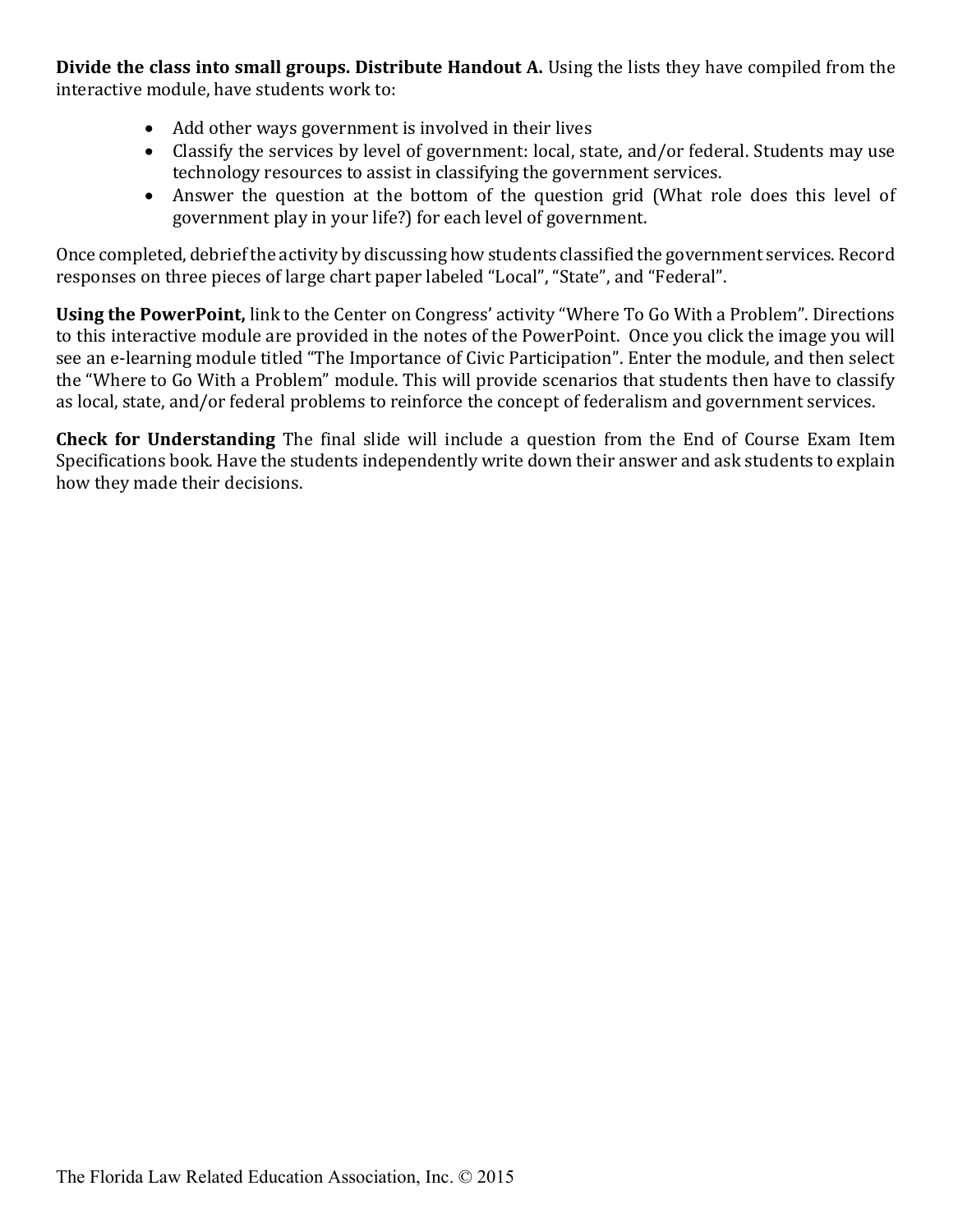**Divide the class into small groups. Distribute Handout A.** Using the lists they have compiled from the interactive module, have students work to:

- Add other ways government is involved in their lives
- Classify the services by level of government: local, state, and/or federal. Students may use technology resources to assist in classifying the government services.
- Answer the question at the bottom of the question grid (What role does this level of government play in your life?) for each level of government.

Once completed, debrief the activity by discussing how students classified the government services. Record responses on three pieces of large chart paper labeled "Local", "State", and "Federal".

**Using the PowerPoint,** link to the Center on Congress' activity "Where To Go With a Problem". Directions to this interactive module are provided in the notes of the PowerPoint. Once you click the image you will see an e-learning module titled "The Importance of Civic Participation". Enter the module, and then select the "Where to Go With a Problem" module. This will provide scenarios that students then have to classify as local, state, and/or federal problems to reinforce the concept of federalism and government services.

**Check for Understanding** The final slide will include a question from the End of Course Exam Item Specifications book. Have the students independently write down their answer and ask students to explain how they made their decisions.

The Florida Law Related Education Association, Inc. © 2015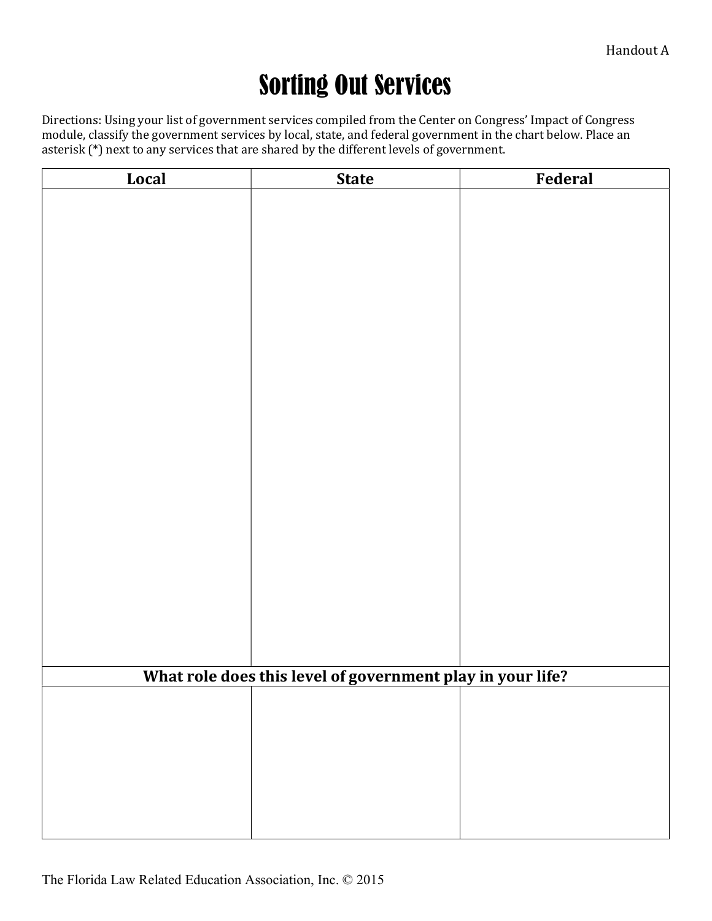Handout A

# Sorting Out Services

Directions: Using your list of government services compiled from the Center on Congress' Impact of Congress module, classify the government services by local, state, and federal government in the chart below. Place an asterisk (*) next to any services that are shared by the different levels of government.

| Local | State | Federal |
|---|---|---|
| | | |
| **What role does this level of government play in your life?** | | |
| | | |

The Florida Law Related Education Association, Inc. © 2015